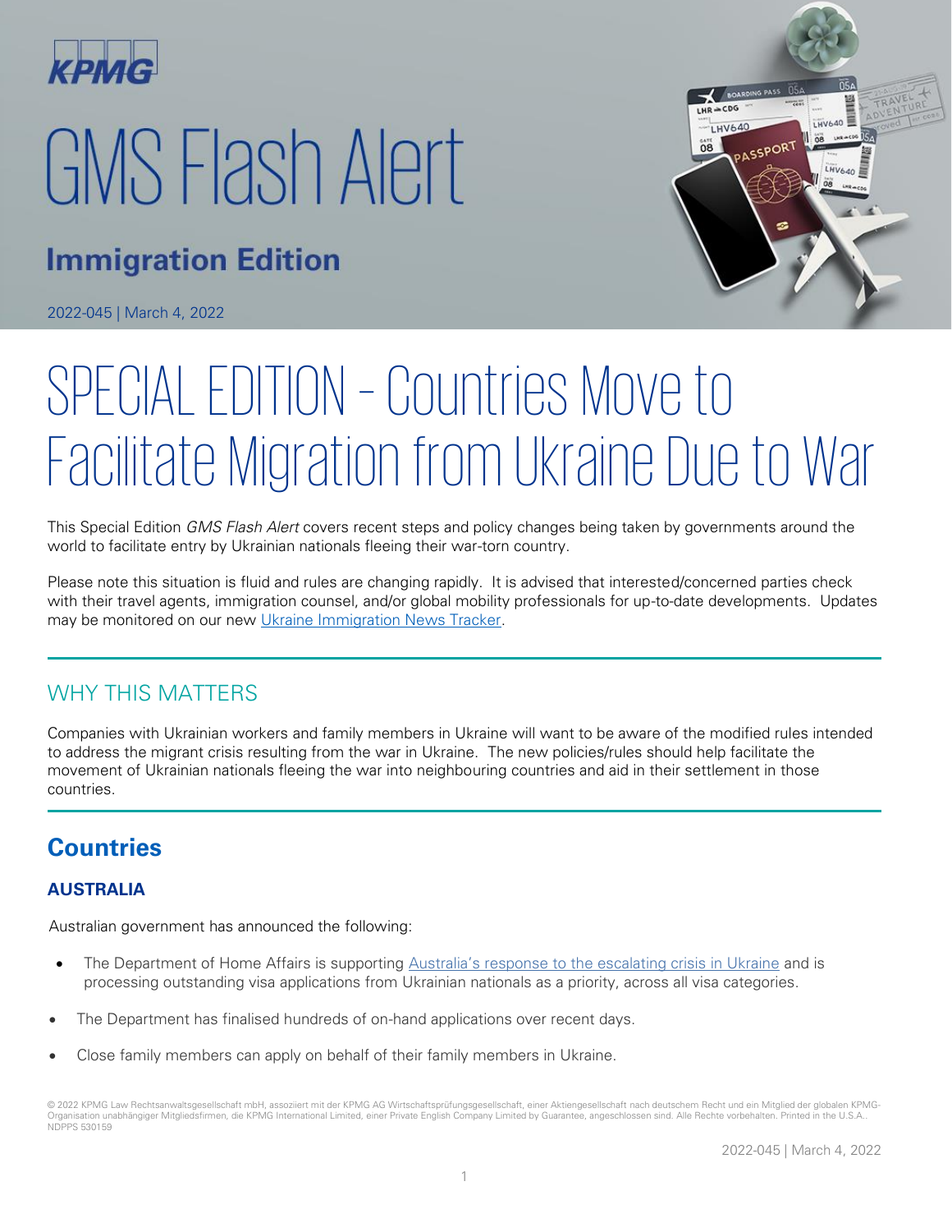# GMS Flash Alert

## Immigration Edition

2022-045 | March 4, 2022

# SPECIAL EDITION - Countries Move to Facilitate Migration from Ukraine Due to War

This Special Edition *GMS Flash Alert* covers recent steps and policy changes being taken by governments around the world to facilitate entry by Ukrainian nationals fleeing their war-torn country.

Please note this situation is fluid and rules are changing rapidly. It is advised that interested/concerned parties check with their travel agents, immigration counsel, and/or global mobility professionals for up-to-date developments. Updates may be monitored on our new Ukraine Immigration News Tracker.

## WHY THIS MATTERS

Companies with Ukrainian workers and family members in Ukraine will want to be aware of the modified rules intended to address the migrant crisis resulting from the war in Ukraine. The new policies/rules should help facilitate the movement of Ukrainian nationals fleeing the war into neighbouring countries and aid in their settlement in those countries.

## Countries

### AUSTRALIA

Australian government has announced the following:

- The Department of Home Affairs is supporting Australia's response to the escalating crisis in Ukraine and is processing outstanding visa applications from Ukrainian nationals as a priority, across all visa categories.
- The Department has finalised hundreds of on-hand applications over recent days.
- Close family members can apply on behalf of their family members in Ukraine.

© 2022 KPMG Law Rechtsanwaltsgesellschaft mbH, assoziiert mit der KPMG AG Wirtschaftsprüfungsgesellschaft, einer Aktiengesellschaft nach deutschem Recht und ein Mitglied der globalen KPMG-Organisation unabhängiger Mitgliedsfirmen, die KPMG International Limited, einer Private English Company Limited by Guarantee, angeschlossen sind. Alle Rechte vorbehalten. Printed in the U.S.A.. NDPPS 530159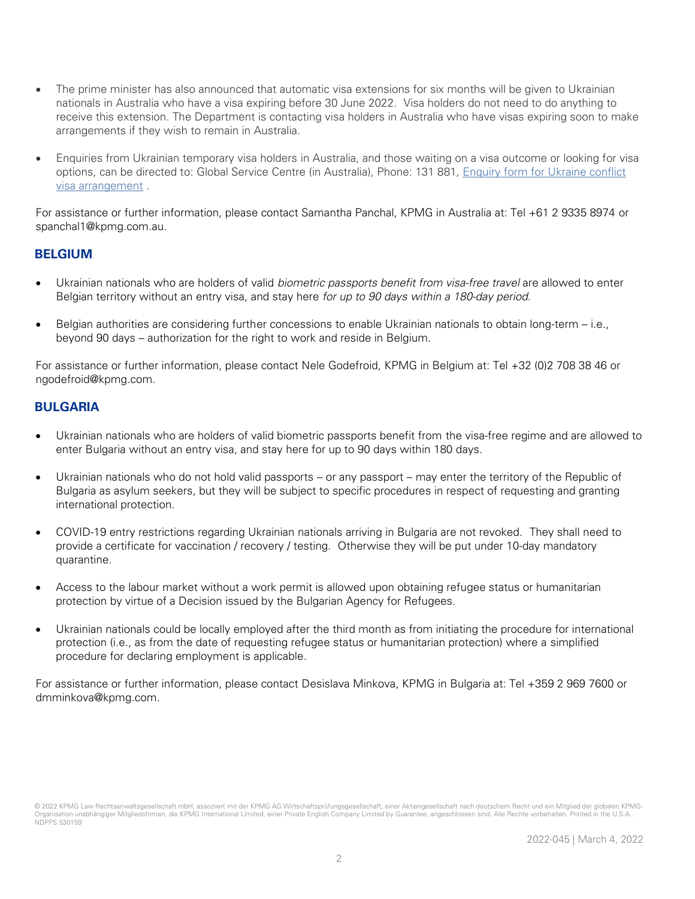- The prime minister has also announced that automatic visa extensions for six months will be given to Ukrainian nationals in Australia who have a visa expiring before 30 June 2022. Visa holders do not need to do anything to receive this extension. The Department is contacting visa holders in Australia who have visas expiring soon to make arrangements if they wish to remain in Australia.

- Enquiries from Ukrainian temporary visa holders in Australia, and those waiting on a visa outcome or looking for visa options, can be directed to: Global Service Centre (in Australia), Phone: 131 881, [Enquiry form for Ukraine conflict visa arrangement](#) .

For assistance or further information, please contact Samantha Panchal, KPMG in Australia at: Tel +61 2 9335 8974 or spanchal1@kpmg.com.au.

## BELGIUM

- Ukrainian nationals who are holders of valid *biometric passports benefit from visa-free travel* are allowed to enter Belgian territory without an entry visa, and stay here *for up to 90 days within a 180-day period*.

- Belgian authorities are considering further concessions to enable Ukrainian nationals to obtain long-term – i.e., beyond 90 days – authorization for the right to work and reside in Belgium.

For assistance or further information, please contact Nele Godefroid, KPMG in Belgium at: Tel +32 (0)2 708 38 46 or ngodefroid@kpmg.com.

## BULGARIA

- Ukrainian nationals who are holders of valid biometric passports benefit from the visa-free regime and are allowed to enter Bulgaria without an entry visa, and stay here for up to 90 days within 180 days.

- Ukrainian nationals who do not hold valid passports – or any passport – may enter the territory of the Republic of Bulgaria as asylum seekers, but they will be subject to specific procedures in respect of requesting and granting international protection.

- COVID-19 entry restrictions regarding Ukrainian nationals arriving in Bulgaria are not revoked. They shall need to provide a certificate for vaccination / recovery / testing. Otherwise they will be put under 10-day mandatory quarantine.

- Access to the labour market without a work permit is allowed upon obtaining refugee status or humanitarian protection by virtue of a Decision issued by the Bulgarian Agency for Refugees.

- Ukrainian nationals could be locally employed after the third month as from initiating the procedure for international protection (i.e., as from the date of requesting refugee status or humanitarian protection) where a simplified procedure for declaring employment is applicable.

For assistance or further information, please contact Desislava Minkova, KPMG in Bulgaria at: Tel +359 2 969 7600 or dmminkova@kpmg.com.

© 2022 KPMG Law Rechtsanwaltsgesellschaft mbH, assoziiert mit der KPMG AG Wirtschaftsprüfungsgesellschaft, einer Aktiengesellschaft nach deutschem Recht und ein Mitglied der globalen KPMG-Organisation unabhängiger Mitgliedsfirmen, die KPMG International Limited, einer Private English Company Limited by Guarantee, angeschlossen sind. Alle Rechte vorbehalten. Printed in the U.S.A.. NDPPS 530159

2022-045 | March 4, 2022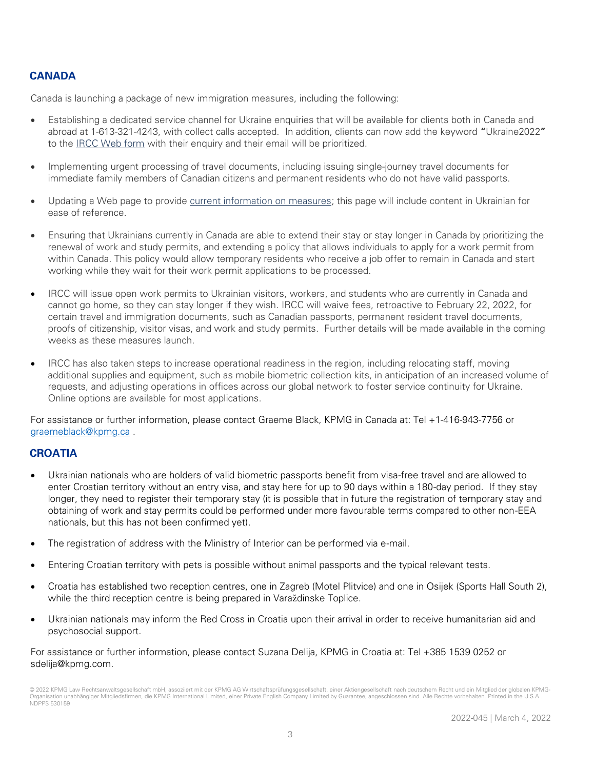## CANADA

Canada is launching a package of new immigration measures, including the following:

- Establishing a dedicated service channel for Ukraine enquiries that will be available for clients both in Canada and abroad at 1-613-321-4243, with collect calls accepted. In addition, clients can now add the keyword **"**Ukraine2022**"** to the IRCC Web form with their enquiry and their email will be prioritized.
- Implementing urgent processing of travel documents, including issuing single-journey travel documents for immediate family members of Canadian citizens and permanent residents who do not have valid passports.
- Updating a Web page to provide current information on measures; this page will include content in Ukrainian for ease of reference.
- Ensuring that Ukrainians currently in Canada are able to extend their stay or stay longer in Canada by prioritizing the renewal of work and study permits, and extending a policy that allows individuals to apply for a work permit from within Canada. This policy would allow temporary residents who receive a job offer to remain in Canada and start working while they wait for their work permit applications to be processed.
- IRCC will issue open work permits to Ukrainian visitors, workers, and students who are currently in Canada and cannot go home, so they can stay longer if they wish. IRCC will waive fees, retroactive to February 22, 2022, for certain travel and immigration documents, such as Canadian passports, permanent resident travel documents, proofs of citizenship, visitor visas, and work and study permits. Further details will be made available in the coming weeks as these measures launch.
- IRCC has also taken steps to increase operational readiness in the region, including relocating staff, moving additional supplies and equipment, such as mobile biometric collection kits, in anticipation of an increased volume of requests, and adjusting operations in offices across our global network to foster service continuity for Ukraine. Online options are available for most applications.

For assistance or further information, please contact Graeme Black, KPMG in Canada at: Tel +1-416-943-7756 or graemeblack@kpmg.ca .

## CROATIA

- Ukrainian nationals who are holders of valid biometric passports benefit from visa-free travel and are allowed to enter Croatian territory without an entry visa, and stay here for up to 90 days within a 180-day period. If they stay longer, they need to register their temporary stay (it is possible that in future the registration of temporary stay and obtaining of work and stay permits could be performed under more favourable terms compared to other non-EEA nationals, but this has not been confirmed yet).
- The registration of address with the Ministry of Interior can be performed via e-mail.
- Entering Croatian territory with pets is possible without animal passports and the typical relevant tests.
- Croatia has established two reception centres, one in Zagreb (Motel Plitvice) and one in Osijek (Sports Hall South 2), while the third reception centre is being prepared in Varaždinske Toplice.
- Ukrainian nationals may inform the Red Cross in Croatia upon their arrival in order to receive humanitarian aid and psychosocial support.

For assistance or further information, please contact Suzana Delija, KPMG in Croatia at: Tel +385 1539 0252 or sdelija@kpmg.com.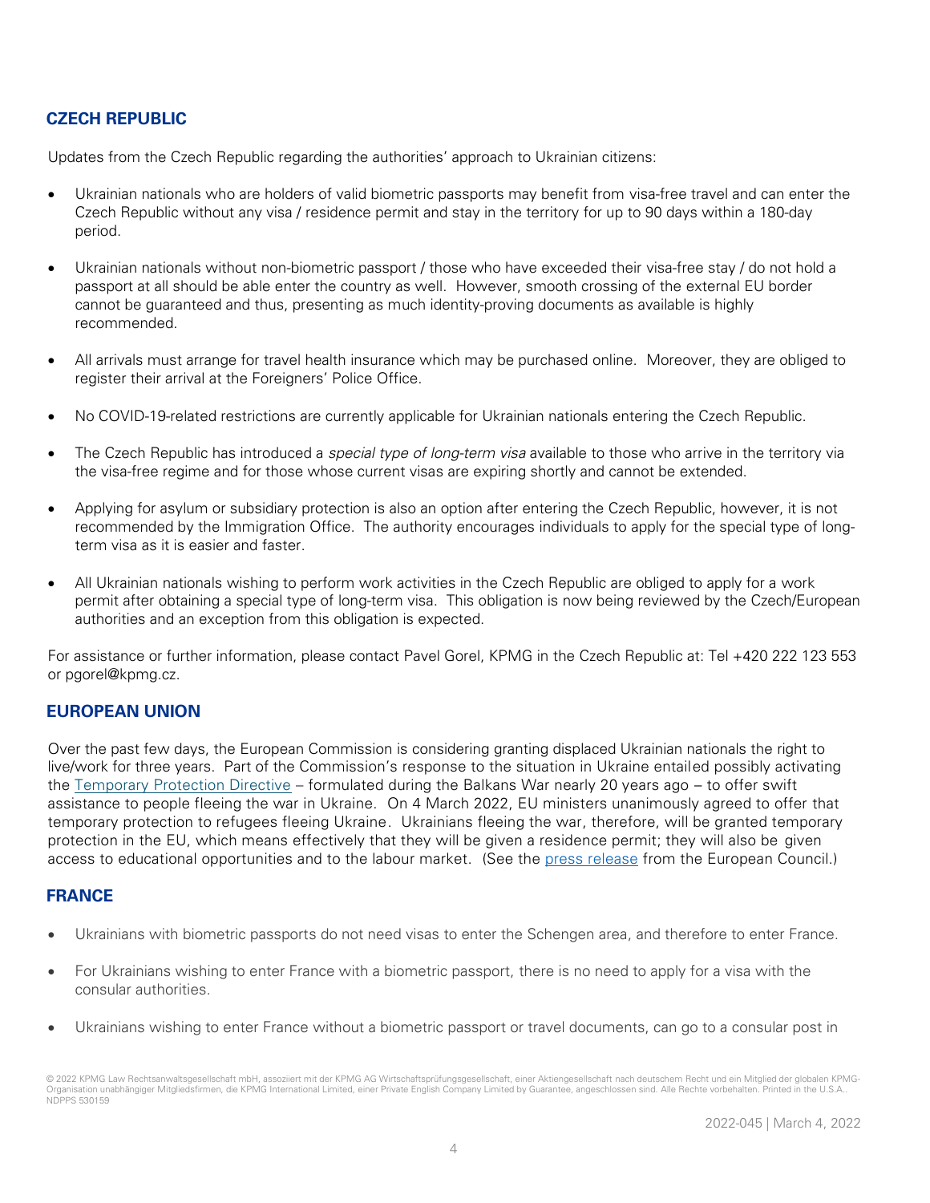## CZECH REPUBLIC

Updates from the Czech Republic regarding the authorities' approach to Ukrainian citizens:

- Ukrainian nationals who are holders of valid biometric passports may benefit from visa-free travel and can enter the Czech Republic without any visa / residence permit and stay in the territory for up to 90 days within a 180-day period.
- Ukrainian nationals without non-biometric passport / those who have exceeded their visa-free stay / do not hold a passport at all should be able enter the country as well. However, smooth crossing of the external EU border cannot be guaranteed and thus, presenting as much identity-proving documents as available is highly recommended.
- All arrivals must arrange for travel health insurance which may be purchased online. Moreover, they are obliged to register their arrival at the Foreigners' Police Office.
- No COVID-19-related restrictions are currently applicable for Ukrainian nationals entering the Czech Republic.
- The Czech Republic has introduced a *special type of long-term visa* available to those who arrive in the territory via the visa-free regime and for those whose current visas are expiring shortly and cannot be extended.
- Applying for asylum or subsidiary protection is also an option after entering the Czech Republic, however, it is not recommended by the Immigration Office. The authority encourages individuals to apply for the special type of long-term visa as it is easier and faster.
- All Ukrainian nationals wishing to perform work activities in the Czech Republic are obliged to apply for a work permit after obtaining a special type of long-term visa. This obligation is now being reviewed by the Czech/European authorities and an exception from this obligation is expected.

For assistance or further information, please contact Pavel Gorel, KPMG in the Czech Republic at: Tel +420 222 123 553 or pgorel@kpmg.cz.

## EUROPEAN UNION

Over the past few days, the European Commission is considering granting displaced Ukrainian nationals the right to live/work for three years. Part of the Commission's response to the situation in Ukraine entailed possibly activating the Temporary Protection Directive – formulated during the Balkans War nearly 20 years ago – to offer swift assistance to people fleeing the war in Ukraine. On 4 March 2022, EU ministers unanimously agreed to offer that temporary protection to refugees fleeing Ukraine. Ukrainians fleeing the war, therefore, will be granted temporary protection in the EU, which means effectively that they will be given a residence permit; they will also be given access to educational opportunities and to the labour market. (See the press release from the European Council.)

## FRANCE

- Ukrainians with biometric passports do not need visas to enter the Schengen area, and therefore to enter France.
- For Ukrainians wishing to enter France with a biometric passport, there is no need to apply for a visa with the consular authorities.
- Ukrainians wishing to enter France without a biometric passport or travel documents, can go to a consular post in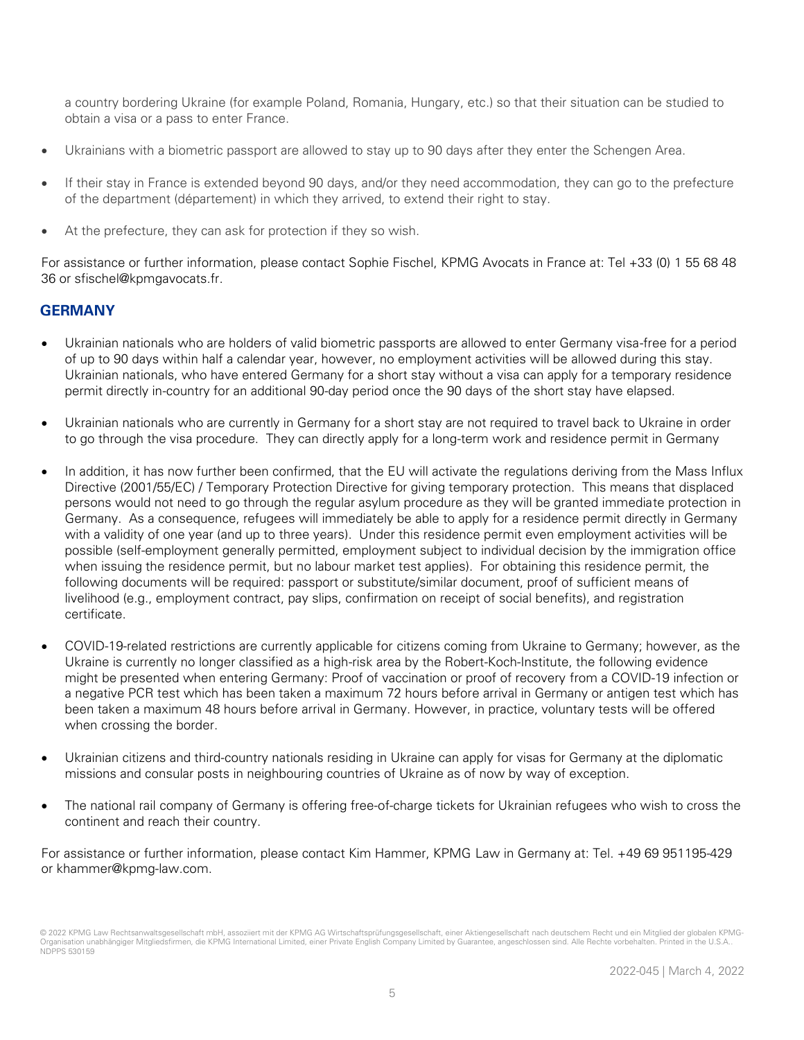a country bordering Ukraine (for example Poland, Romania, Hungary, etc.) so that their situation can be studied to obtain a visa or a pass to enter France.

- Ukrainians with a biometric passport are allowed to stay up to 90 days after they enter the Schengen Area.
- If their stay in France is extended beyond 90 days, and/or they need accommodation, they can go to the prefecture of the department (département) in which they arrived, to extend their right to stay.
- At the prefecture, they can ask for protection if they so wish.

For assistance or further information, please contact Sophie Fischel, KPMG Avocats in France at: Tel +33 (0) 1 55 68 48 36 or sfischel@kpmgavocats.fr.

## GERMANY

- Ukrainian nationals who are holders of valid biometric passports are allowed to enter Germany visa-free for a period of up to 90 days within half a calendar year, however, no employment activities will be allowed during this stay. Ukrainian nationals, who have entered Germany for a short stay without a visa can apply for a temporary residence permit directly in-country for an additional 90-day period once the 90 days of the short stay have elapsed.
- Ukrainian nationals who are currently in Germany for a short stay are not required to travel back to Ukraine in order to go through the visa procedure. They can directly apply for a long-term work and residence permit in Germany
- In addition, it has now further been confirmed, that the EU will activate the regulations deriving from the Mass Influx Directive (2001/55/EC) / Temporary Protection Directive for giving temporary protection. This means that displaced persons would not need to go through the regular asylum procedure as they will be granted immediate protection in Germany. As a consequence, refugees will immediately be able to apply for a residence permit directly in Germany with a validity of one year (and up to three years). Under this residence permit even employment activities will be possible (self-employment generally permitted, employment subject to individual decision by the immigration office when issuing the residence permit, but no labour market test applies). For obtaining this residence permit, the following documents will be required: passport or substitute/similar document, proof of sufficient means of livelihood (e.g., employment contract, pay slips, confirmation on receipt of social benefits), and registration certificate.
- COVID-19-related restrictions are currently applicable for citizens coming from Ukraine to Germany; however, as the Ukraine is currently no longer classified as a high-risk area by the Robert-Koch-Institute, the following evidence might be presented when entering Germany: Proof of vaccination or proof of recovery from a COVID-19 infection or a negative PCR test which has been taken a maximum 72 hours before arrival in Germany or antigen test which has been taken a maximum 48 hours before arrival in Germany. However, in practice, voluntary tests will be offered when crossing the border.
- Ukrainian citizens and third-country nationals residing in Ukraine can apply for visas for Germany at the diplomatic missions and consular posts in neighbouring countries of Ukraine as of now by way of exception.
- The national rail company of Germany is offering free-of-charge tickets for Ukrainian refugees who wish to cross the continent and reach their country.

For assistance or further information, please contact Kim Hammer, KPMG Law in Germany at: Tel. +49 69 951195-429 or khammer@kpmg-law.com.

© 2022 KPMG Law Rechtsanwaltsgesellschaft mbH, assoziiert mit der KPMG AG Wirtschaftsprüfungsgesellschaft, einer Aktiengesellschaft nach deutschem Recht und ein Mitglied der globalen KPMG-Organisation unabhängiger Mitgliedsfirmen, die KPMG International Limited, einer Private English Company Limited by Guarantee, angeschlossen sind. Alle Rechte vorbehalten. Printed in the U.S.A.. NDPPS 530159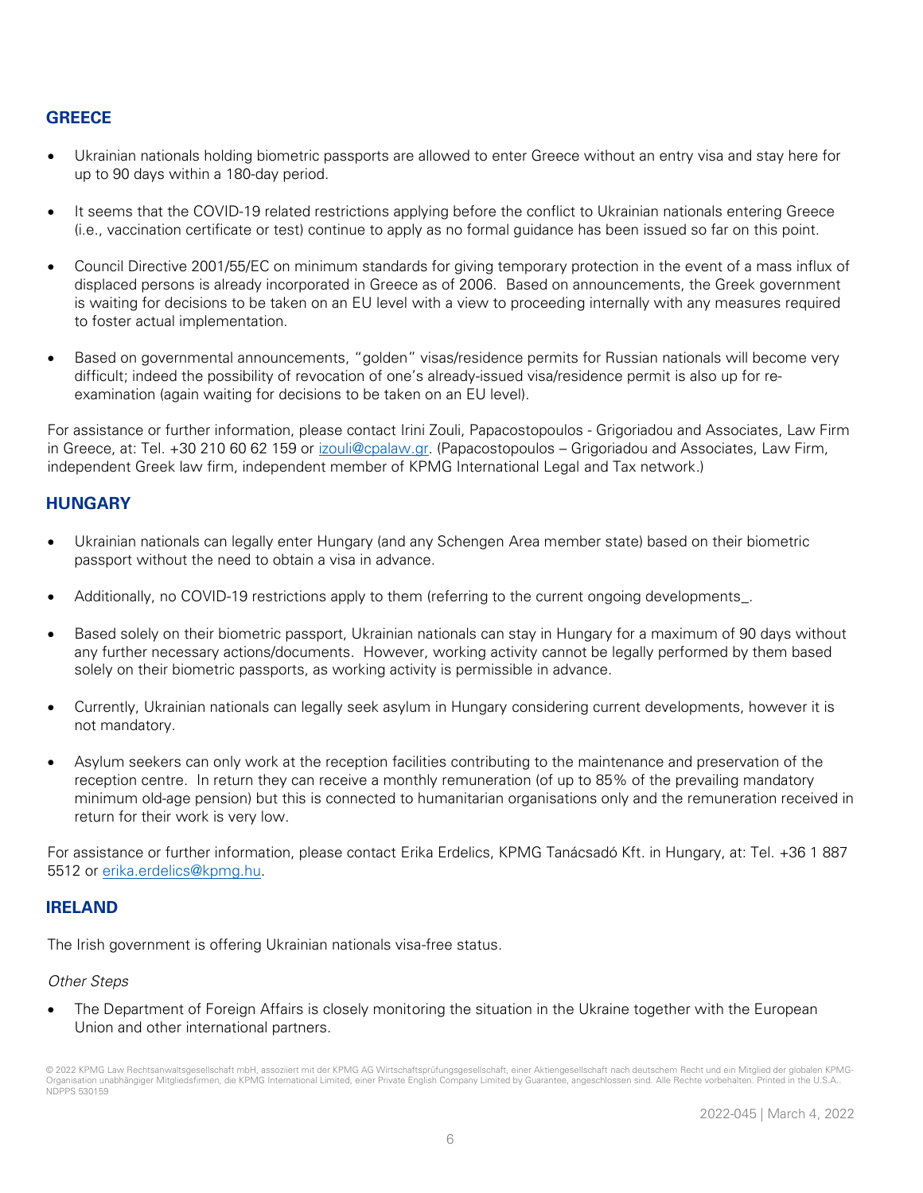## GREECE

- Ukrainian nationals holding biometric passports are allowed to enter Greece without an entry visa and stay here for up to 90 days within a 180-day period.
- It seems that the COVID-19 related restrictions applying before the conflict to Ukrainian nationals entering Greece (i.e., vaccination certificate or test) continue to apply as no formal guidance has been issued so far on this point.
- Council Directive 2001/55/EC on minimum standards for giving temporary protection in the event of a mass influx of displaced persons is already incorporated in Greece as of 2006. Based on announcements, the Greek government is waiting for decisions to be taken on an EU level with a view to proceeding internally with any measures required to foster actual implementation.
- Based on governmental announcements, "golden" visas/residence permits for Russian nationals will become very difficult; indeed the possibility of revocation of one's already-issued visa/residence permit is also up for re-examination (again waiting for decisions to be taken on an EU level).

For assistance or further information, please contact Irini Zouli, Papacostopoulos - Grigoriadou and Associates, Law Firm in Greece, at: Tel. +30 210 60 62 159 or izouli@cpalaw.gr. (Papacostopoulos – Grigoriadou and Associates, Law Firm, independent Greek law firm, independent member of KPMG International Legal and Tax network.)

## HUNGARY

- Ukrainian nationals can legally enter Hungary (and any Schengen Area member state) based on their biometric passport without the need to obtain a visa in advance.
- Additionally, no COVID-19 restrictions apply to them (referring to the current ongoing developments_.
- Based solely on their biometric passport, Ukrainian nationals can stay in Hungary for a maximum of 90 days without any further necessary actions/documents. However, working activity cannot be legally performed by them based solely on their biometric passports, as working activity is permissible in advance.
- Currently, Ukrainian nationals can legally seek asylum in Hungary considering current developments, however it is not mandatory.
- Asylum seekers can only work at the reception facilities contributing to the maintenance and preservation of the reception centre. In return they can receive a monthly remuneration (of up to 85% of the prevailing mandatory minimum old-age pension) but this is connected to humanitarian organisations only and the remuneration received in return for their work is very low.

For assistance or further information, please contact Erika Erdelics, KPMG Tanácsadó Kft. in Hungary, at: Tel. +36 1 887 5512 or erika.erdelics@kpmg.hu.

## IRELAND

The Irish government is offering Ukrainian nationals visa-free status.

*Other Steps*

- The Department of Foreign Affairs is closely monitoring the situation in the Ukraine together with the European Union and other international partners.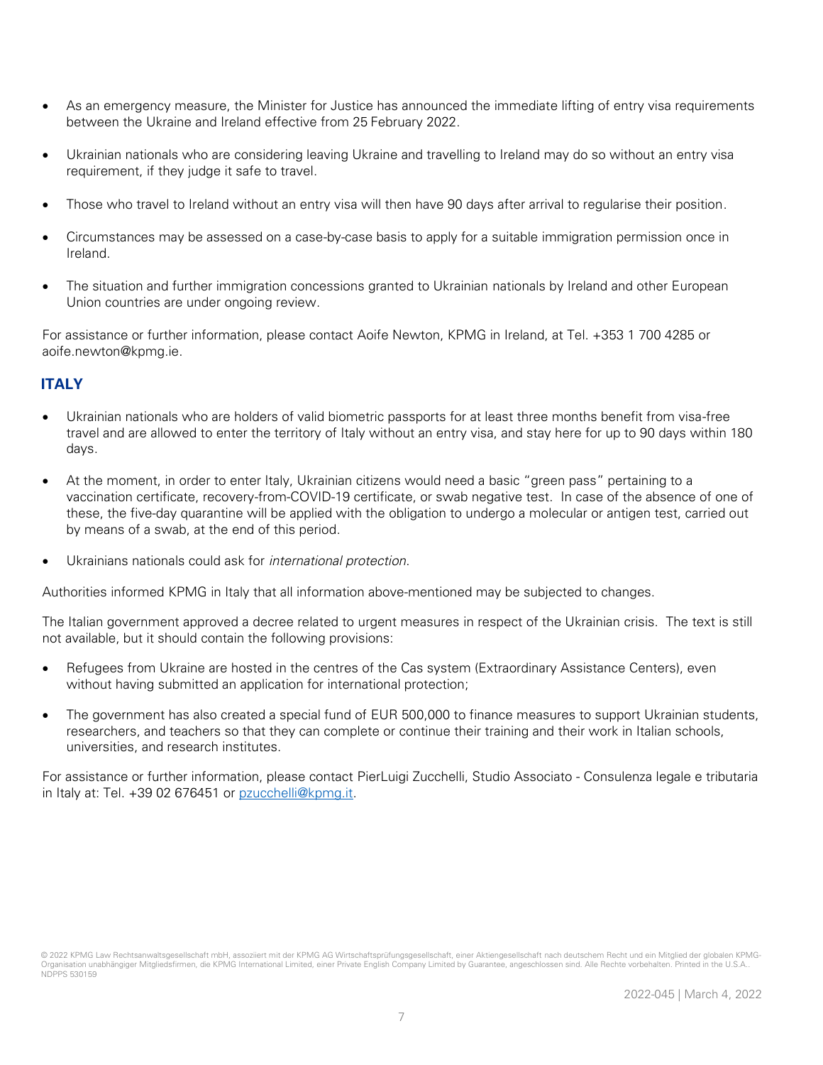- As an emergency measure, the Minister for Justice has announced the immediate lifting of entry visa requirements between the Ukraine and Ireland effective from 25 February 2022.
- Ukrainian nationals who are considering leaving Ukraine and travelling to Ireland may do so without an entry visa requirement, if they judge it safe to travel.
- Those who travel to Ireland without an entry visa will then have 90 days after arrival to regularise their position.
- Circumstances may be assessed on a case-by-case basis to apply for a suitable immigration permission once in Ireland.
- The situation and further immigration concessions granted to Ukrainian nationals by Ireland and other European Union countries are under ongoing review.

For assistance or further information, please contact Aoife Newton, KPMG in Ireland, at Tel. +353 1 700 4285 or aoife.newton@kpmg.ie.

## ITALY

- Ukrainian nationals who are holders of valid biometric passports for at least three months benefit from visa-free travel and are allowed to enter the territory of Italy without an entry visa, and stay here for up to 90 days within 180 days.
- At the moment, in order to enter Italy, Ukrainian citizens would need a basic "green pass" pertaining to a vaccination certificate, recovery-from-COVID-19 certificate, or swab negative test. In case of the absence of one of these, the five-day quarantine will be applied with the obligation to undergo a molecular or antigen test, carried out by means of a swab, at the end of this period.
- Ukrainians nationals could ask for *international protection*.

Authorities informed KPMG in Italy that all information above-mentioned may be subjected to changes.

The Italian government approved a decree related to urgent measures in respect of the Ukrainian crisis. The text is still not available, but it should contain the following provisions:

- Refugees from Ukraine are hosted in the centres of the Cas system (Extraordinary Assistance Centers), even without having submitted an application for international protection;
- The government has also created a special fund of EUR 500,000 to finance measures to support Ukrainian students, researchers, and teachers so that they can complete or continue their training and their work in Italian schools, universities, and research institutes.

For assistance or further information, please contact PierLuigi Zucchelli, Studio Associato - Consulenza legale e tributaria in Italy at: Tel. +39 02 676451 or pzucchelli@kpmg.it.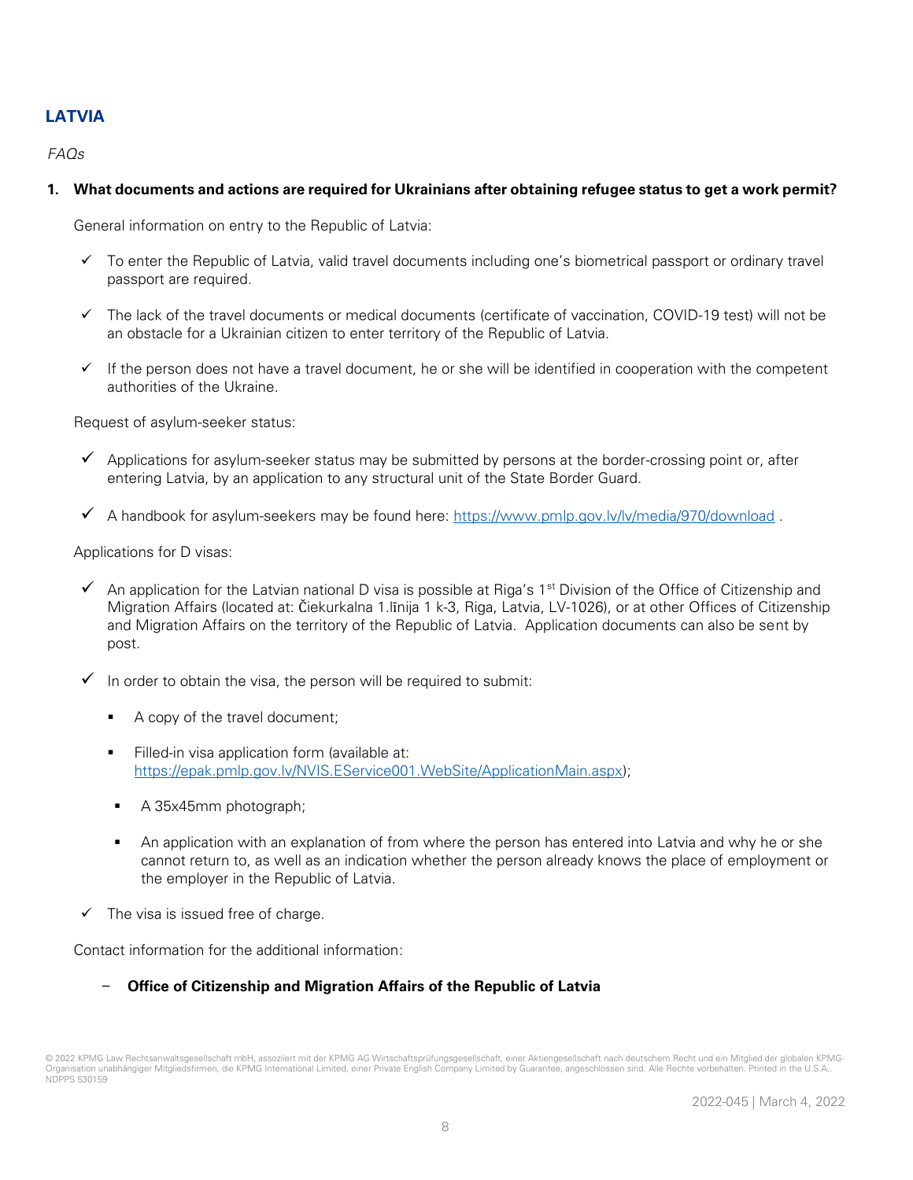## LATVIA

*FAQs*

1. **What documents and actions are required for Ukrainians after obtaining refugee status to get a work permit?**

General information on entry to the Republic of Latvia:

- ✓ To enter the Republic of Latvia, valid travel documents including one's biometrical passport or ordinary travel passport are required.
- ✓ The lack of the travel documents or medical documents (certificate of vaccination, COVID-19 test) will not be an obstacle for a Ukrainian citizen to enter territory of the Republic of Latvia.
- ✓ If the person does not have a travel document, he or she will be identified in cooperation with the competent authorities of the Ukraine.

Request of asylum-seeker status:

- ✓ Applications for asylum-seeker status may be submitted by persons at the border-crossing point or, after entering Latvia, by an application to any structural unit of the State Border Guard.
- ✓ A handbook for asylum-seekers may be found here: https://www.pmlp.gov.lv/lv/media/970/download .

Applications for D visas:

- ✓ An application for the Latvian national D visa is possible at Riga's 1st Division of the Office of Citizenship and Migration Affairs (located at: Čiekurkalna 1.līnija 1 k-3, Riga, Latvia, LV-1026), or at other Offices of Citizenship and Migration Affairs on the territory of the Republic of Latvia. Application documents can also be sent by post.
- ✓ In order to obtain the visa, the person will be required to submit:
  - A copy of the travel document;
  - Filled-in visa application form (available at: https://epak.pmlp.gov.lv/NVIS.EService001.WebSite/ApplicationMain.aspx);
  - A 35x45mm photograph;
  - An application with an explanation of from where the person has entered into Latvia and why he or she cannot return to, as well as an indication whether the person already knows the place of employment or the employer in the Republic of Latvia.
- ✓ The visa is issued free of charge.

Contact information for the additional information:

- **Office of Citizenship and Migration Affairs of the Republic of Latvia**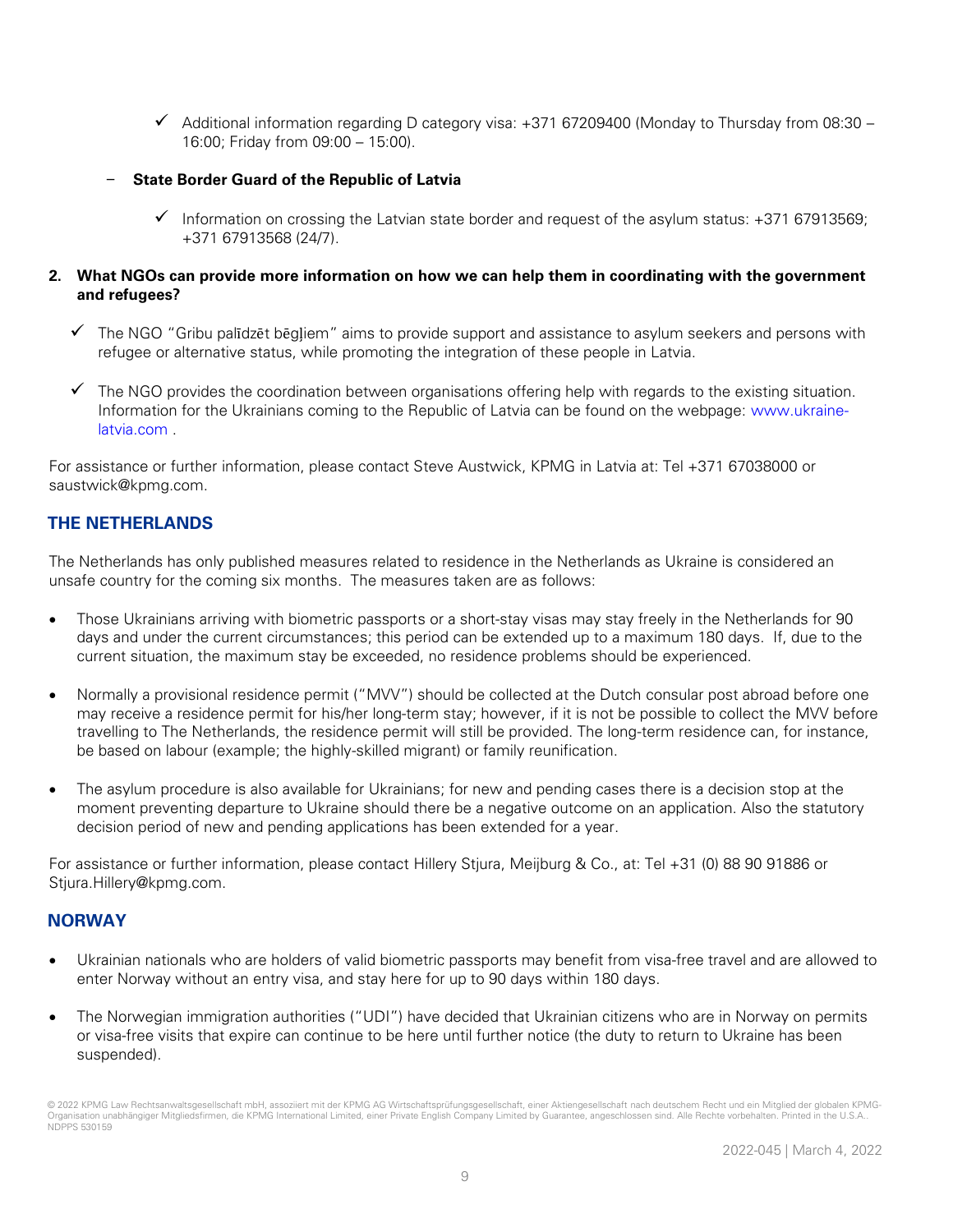- ✓ Additional information regarding D category visa: +371 67209400 (Monday to Thursday from 08:30 – 16:00; Friday from 09:00 – 15:00).

– **State Border Guard of the Republic of Latvia**

- ✓ Information on crossing the Latvian state border and request of the asylum status: +371 67913569; +371 67913568 (24/7).

**2. What NGOs can provide more information on how we can help them in coordinating with the government and refugees?**

- ✓ The NGO "Gribu palīdzēt bēgļiem" aims to provide support and assistance to asylum seekers and persons with refugee or alternative status, while promoting the integration of these people in Latvia.
- ✓ The NGO provides the coordination between organisations offering help with regards to the existing situation. Information for the Ukrainians coming to the Republic of Latvia can be found on the webpage: www.ukraine-latvia.com .

For assistance or further information, please contact Steve Austwick, KPMG in Latvia at: Tel +371 67038000 or saustwick@kpmg.com.

## THE NETHERLANDS

The Netherlands has only published measures related to residence in the Netherlands as Ukraine is considered an unsafe country for the coming six months. The measures taken are as follows:

- Those Ukrainians arriving with biometric passports or a short-stay visas may stay freely in the Netherlands for 90 days and under the current circumstances; this period can be extended up to a maximum 180 days. If, due to the current situation, the maximum stay be exceeded, no residence problems should be experienced.
- Normally a provisional residence permit ("MVV") should be collected at the Dutch consular post abroad before one may receive a residence permit for his/her long-term stay; however, if it is not be possible to collect the MVV before travelling to The Netherlands, the residence permit will still be provided. The long-term residence can, for instance, be based on labour (example; the highly-skilled migrant) or family reunification.
- The asylum procedure is also available for Ukrainians; for new and pending cases there is a decision stop at the moment preventing departure to Ukraine should there be a negative outcome on an application. Also the statutory decision period of new and pending applications has been extended for a year.

For assistance or further information, please contact Hillery Stjura, Meijburg & Co., at: Tel +31 (0) 88 90 91886 or Stjura.Hillery@kpmg.com.

## NORWAY

- Ukrainian nationals who are holders of valid biometric passports may benefit from visa-free travel and are allowed to enter Norway without an entry visa, and stay here for up to 90 days within 180 days.
- The Norwegian immigration authorities ("UDI") have decided that Ukrainian citizens who are in Norway on permits or visa-free visits that expire can continue to be here until further notice (the duty to return to Ukraine has been suspended).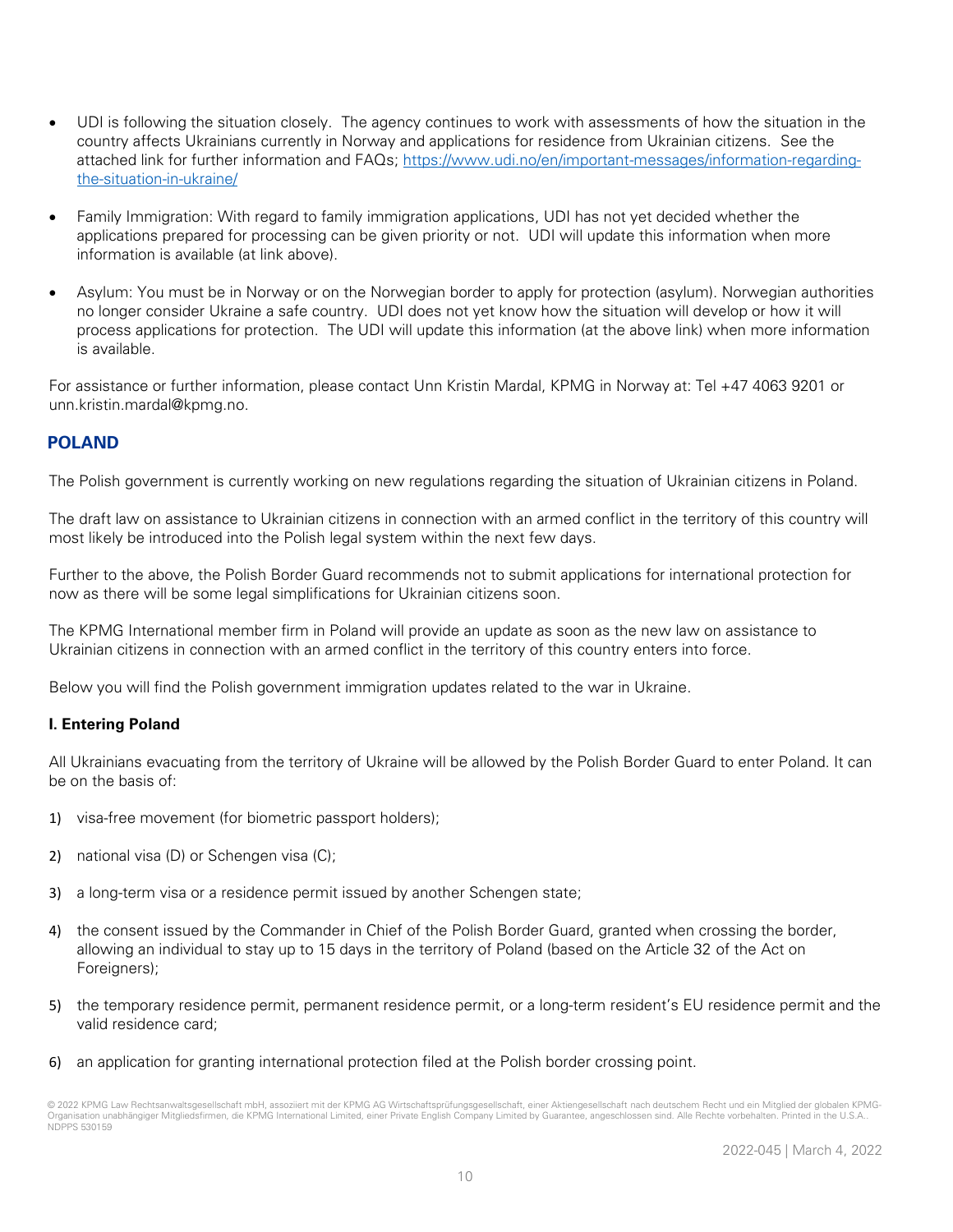- UDI is following the situation closely. The agency continues to work with assessments of how the situation in the country affects Ukrainians currently in Norway and applications for residence from Ukrainian citizens. See the attached link for further information and FAQs; [https://www.udi.no/en/important-messages/information-regarding-the-situation-in-ukraine/](https://www.udi.no/en/important-messages/information-regarding-the-situation-in-ukraine/)

- Family Immigration: With regard to family immigration applications, UDI has not yet decided whether the applications prepared for processing can be given priority or not. UDI will update this information when more information is available (at link above).

- Asylum: You must be in Norway or on the Norwegian border to apply for protection (asylum). Norwegian authorities no longer consider Ukraine a safe country. UDI does not yet know how the situation will develop or how it will process applications for protection. The UDI will update this information (at the above link) when more information is available.

For assistance or further information, please contact Unn Kristin Mardal, KPMG in Norway at: Tel +47 4063 9201 or unn.kristin.mardal@kpmg.no.

## POLAND

The Polish government is currently working on new regulations regarding the situation of Ukrainian citizens in Poland.

The draft law on assistance to Ukrainian citizens in connection with an armed conflict in the territory of this country will most likely be introduced into the Polish legal system within the next few days.

Further to the above, the Polish Border Guard recommends not to submit applications for international protection for now as there will be some legal simplifications for Ukrainian citizens soon.

The KPMG International member firm in Poland will provide an update as soon as the new law on assistance to Ukrainian citizens in connection with an armed conflict in the territory of this country enters into force.

Below you will find the Polish government immigration updates related to the war in Ukraine.

### I. Entering Poland

All Ukrainians evacuating from the territory of Ukraine will be allowed by the Polish Border Guard to enter Poland. It can be on the basis of:

1) visa-free movement (for biometric passport holders);

2) national visa (D) or Schengen visa (C);

3) a long-term visa or a residence permit issued by another Schengen state;

4) the consent issued by the Commander in Chief of the Polish Border Guard, granted when crossing the border, allowing an individual to stay up to 15 days in the territory of Poland (based on the Article 32 of the Act on Foreigners);

5) the temporary residence permit, permanent residence permit, or a long-term resident's EU residence permit and the valid residence card;

6) an application for granting international protection filed at the Polish border crossing point.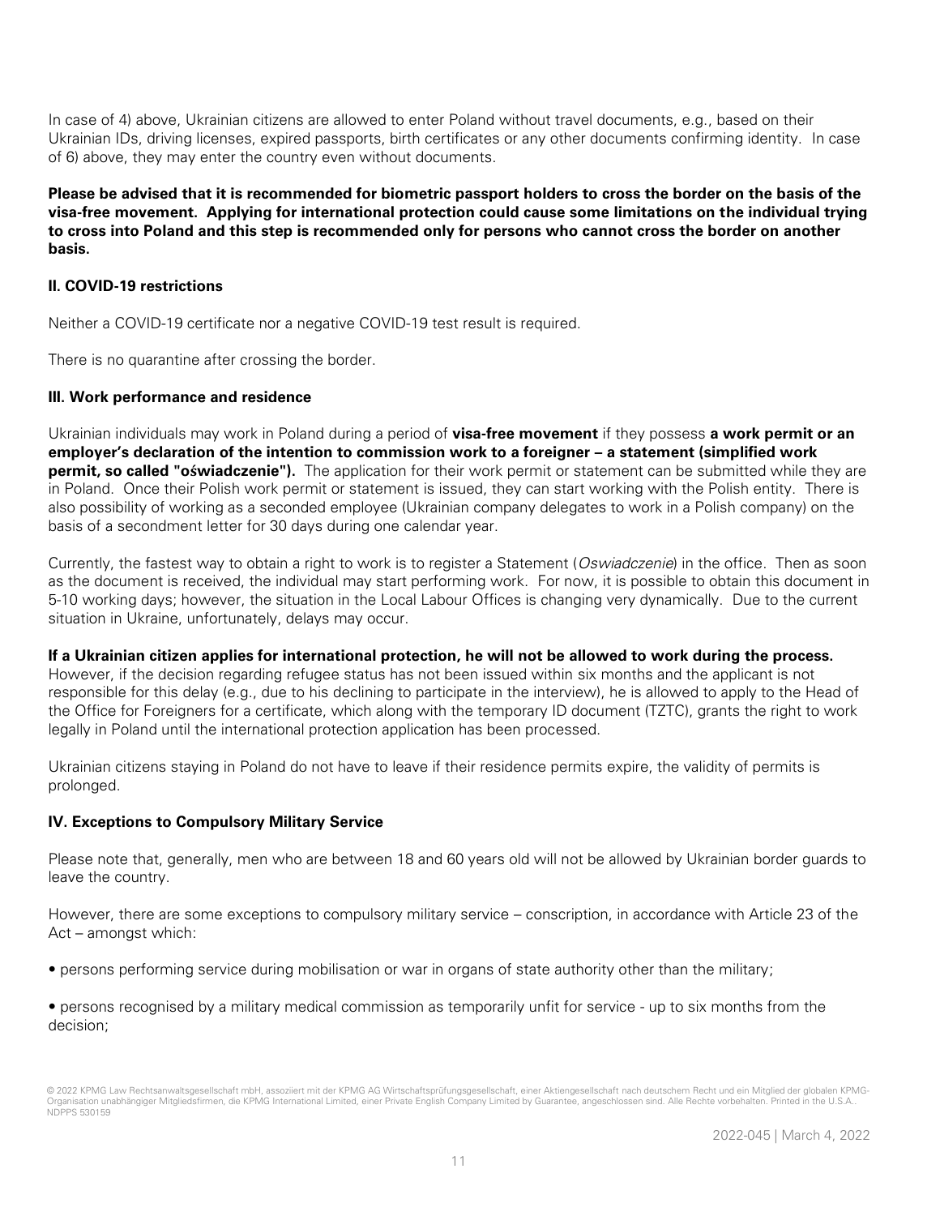In case of 4) above, Ukrainian citizens are allowed to enter Poland without travel documents, e.g., based on their Ukrainian IDs, driving licenses, expired passports, birth certificates or any other documents confirming identity. In case of 6) above, they may enter the country even without documents.

**Please be advised that it is recommended for biometric passport holders to cross the border on the basis of the visa-free movement. Applying for international protection could cause some limitations on the individual trying to cross into Poland and this step is recommended only for persons who cannot cross the border on another basis.**

### II. COVID-19 restrictions

Neither a COVID-19 certificate nor a negative COVID-19 test result is required.

There is no quarantine after crossing the border.

### III. Work performance and residence

Ukrainian individuals may work in Poland during a period of **visa-free movement** if they possess **a work permit or an employer's declaration of the intention to commission work to a foreigner – a statement (simplified work permit, so called "oświadczenie").** The application for their work permit or statement can be submitted while they are in Poland. Once their Polish work permit or statement is issued, they can start working with the Polish entity. There is also possibility of working as a seconded employee (Ukrainian company delegates to work in a Polish company) on the basis of a secondment letter for 30 days during one calendar year.

Currently, the fastest way to obtain a right to work is to register a Statement (*Oswiadczenie*) in the office. Then as soon as the document is received, the individual may start performing work. For now, it is possible to obtain this document in 5-10 working days; however, the situation in the Local Labour Offices is changing very dynamically. Due to the current situation in Ukraine, unfortunately, delays may occur.

**If a Ukrainian citizen applies for international protection, he will not be allowed to work during the process.** However, if the decision regarding refugee status has not been issued within six months and the applicant is not responsible for this delay (e.g., due to his declining to participate in the interview), he is allowed to apply to the Head of the Office for Foreigners for a certificate, which along with the temporary ID document (TZTC), grants the right to work legally in Poland until the international protection application has been processed.

Ukrainian citizens staying in Poland do not have to leave if their residence permits expire, the validity of permits is prolonged.

### IV. Exceptions to Compulsory Military Service

Please note that, generally, men who are between 18 and 60 years old will not be allowed by Ukrainian border guards to leave the country.

However, there are some exceptions to compulsory military service – conscription, in accordance with Article 23 of the Act – amongst which:

- persons performing service during mobilisation or war in organs of state authority other than the military;

- persons recognised by a military medical commission as temporarily unfit for service - up to six months from the decision;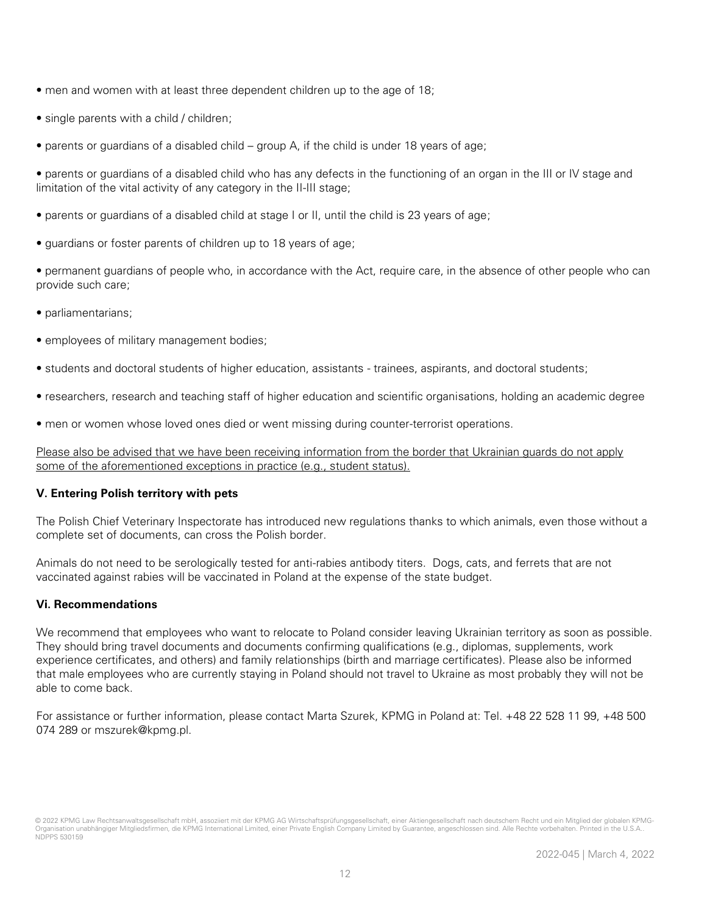- men and women with at least three dependent children up to the age of 18;
- single parents with a child / children;
- parents or guardians of a disabled child – group A, if the child is under 18 years of age;
- parents or guardians of a disabled child who has any defects in the functioning of an organ in the III or IV stage and limitation of the vital activity of any category in the II-III stage;
- parents or guardians of a disabled child at stage I or II, until the child is 23 years of age;
- guardians or foster parents of children up to 18 years of age;
- permanent guardians of people who, in accordance with the Act, require care, in the absence of other people who can provide such care;
- parliamentarians;
- employees of military management bodies;
- students and doctoral students of higher education, assistants - trainees, aspirants, and doctoral students;
- researchers, research and teaching staff of higher education and scientific organisations, holding an academic degree
- men or women whose loved ones died or went missing during counter-terrorist operations.

<u>Please also be advised that we have been receiving information from the border that Ukrainian guards do not apply some of the aforementioned exceptions in practice (e.g., student status).</u>

### V. Entering Polish territory with pets

The Polish Chief Veterinary Inspectorate has introduced new regulations thanks to which animals, even those without a complete set of documents, can cross the Polish border.

Animals do not need to be serologically tested for anti-rabies antibody titers. Dogs, cats, and ferrets that are not vaccinated against rabies will be vaccinated in Poland at the expense of the state budget.

### Vi. Recommendations

We recommend that employees who want to relocate to Poland consider leaving Ukrainian territory as soon as possible. They should bring travel documents and documents confirming qualifications (e.g., diplomas, supplements, work experience certificates, and others) and family relationships (birth and marriage certificates). Please also be informed that male employees who are currently staying in Poland should not travel to Ukraine as most probably they will not be able to come back.

For assistance or further information, please contact Marta Szurek, KPMG in Poland at: Tel. +48 22 528 11 99, +48 500 074 289 or mszurek@kpmg.pl.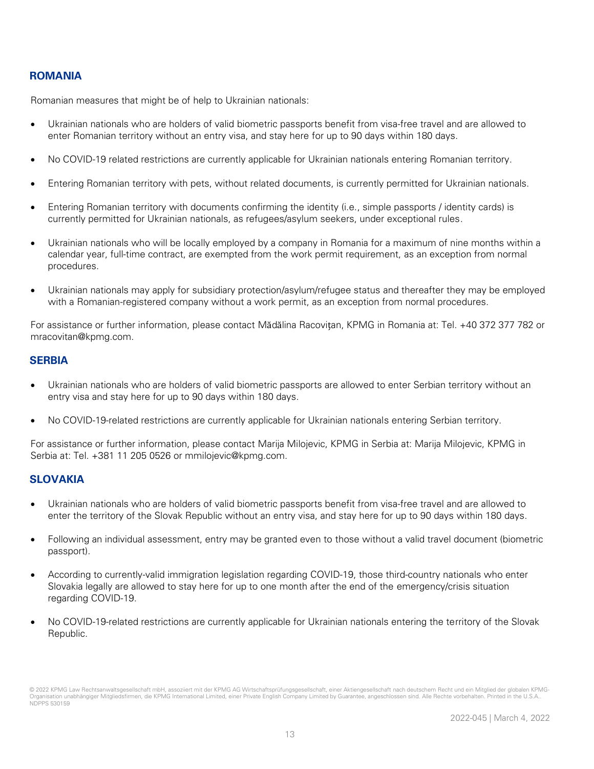## ROMANIA

Romanian measures that might be of help to Ukrainian nationals:

- Ukrainian nationals who are holders of valid biometric passports benefit from visa-free travel and are allowed to enter Romanian territory without an entry visa, and stay here for up to 90 days within 180 days.
- No COVID-19 related restrictions are currently applicable for Ukrainian nationals entering Romanian territory.
- Entering Romanian territory with pets, without related documents, is currently permitted for Ukrainian nationals.
- Entering Romanian territory with documents confirming the identity (i.e., simple passports / identity cards) is currently permitted for Ukrainian nationals, as refugees/asylum seekers, under exceptional rules.
- Ukrainian nationals who will be locally employed by a company in Romania for a maximum of nine months within a calendar year, full-time contract, are exempted from the work permit requirement, as an exception from normal procedures.
- Ukrainian nationals may apply for subsidiary protection/asylum/refugee status and thereafter they may be employed with a Romanian-registered company without a work permit, as an exception from normal procedures.

For assistance or further information, please contact Mădălina Racoviţan, KPMG in Romania at: Tel. +40 372 377 782 or mracovitan@kpmg.com.

## SERBIA

- Ukrainian nationals who are holders of valid biometric passports are allowed to enter Serbian territory without an entry visa and stay here for up to 90 days within 180 days.
- No COVID-19-related restrictions are currently applicable for Ukrainian nationals entering Serbian territory.

For assistance or further information, please contact Marija Milojevic, KPMG in Serbia at: Marija Milojevic, KPMG in Serbia at: Tel. +381 11 205 0526 or mmilojevic@kpmg.com.

## SLOVAKIA

- Ukrainian nationals who are holders of valid biometric passports benefit from visa-free travel and are allowed to enter the territory of the Slovak Republic without an entry visa, and stay here for up to 90 days within 180 days.
- Following an individual assessment, entry may be granted even to those without a valid travel document (biometric passport).
- According to currently-valid immigration legislation regarding COVID-19, those third-country nationals who enter Slovakia legally are allowed to stay here for up to one month after the end of the emergency/crisis situation regarding COVID-19.
- No COVID-19-related restrictions are currently applicable for Ukrainian nationals entering the territory of the Slovak Republic.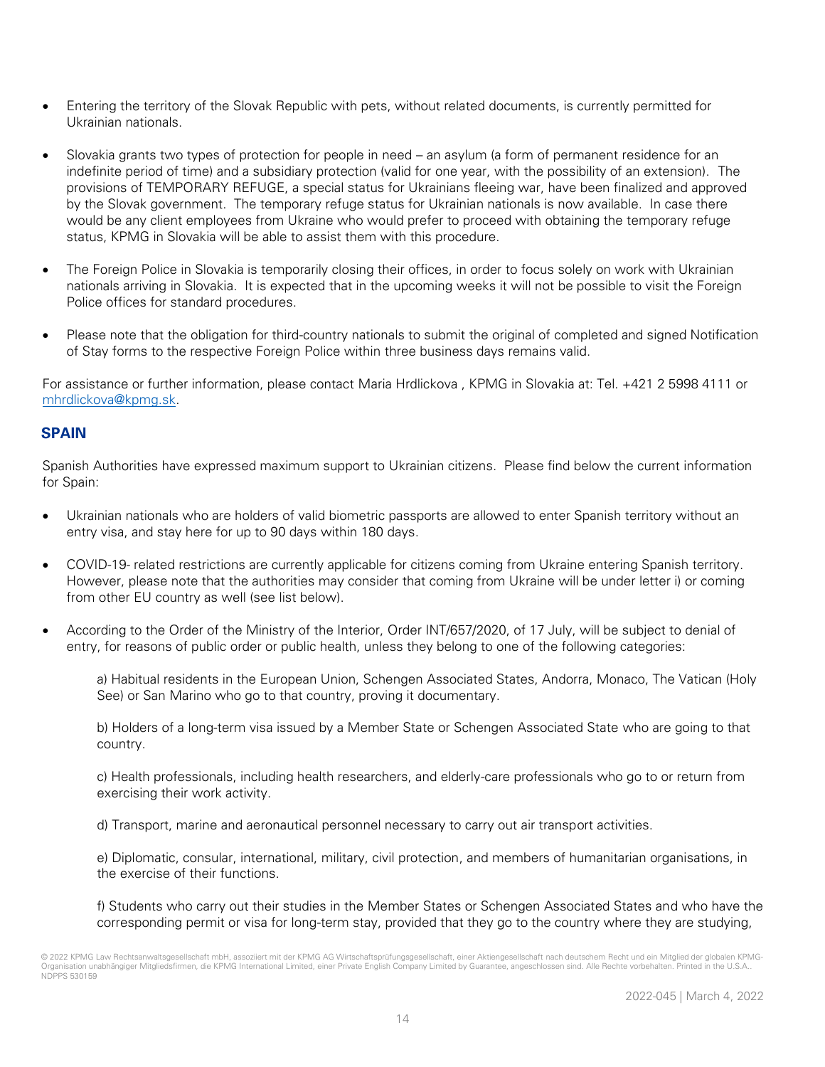- Entering the territory of the Slovak Republic with pets, without related documents, is currently permitted for Ukrainian nationals.

- Slovakia grants two types of protection for people in need – an asylum (a form of permanent residence for an indefinite period of time) and a subsidiary protection (valid for one year, with the possibility of an extension). The provisions of TEMPORARY REFUGE, a special status for Ukrainians fleeing war, have been finalized and approved by the Slovak government. The temporary refuge status for Ukrainian nationals is now available. In case there would be any client employees from Ukraine who would prefer to proceed with obtaining the temporary refuge status, KPMG in Slovakia will be able to assist them with this procedure.

- The Foreign Police in Slovakia is temporarily closing their offices, in order to focus solely on work with Ukrainian nationals arriving in Slovakia. It is expected that in the upcoming weeks it will not be possible to visit the Foreign Police offices for standard procedures.

- Please note that the obligation for third-country nationals to submit the original of completed and signed Notification of Stay forms to the respective Foreign Police within three business days remains valid.

For assistance or further information, please contact Maria Hrdlickova , KPMG in Slovakia at: Tel. +421 2 5998 4111 or mhrdlickova@kpmg.sk.

## SPAIN

Spanish Authorities have expressed maximum support to Ukrainian citizens. Please find below the current information for Spain:

- Ukrainian nationals who are holders of valid biometric passports are allowed to enter Spanish territory without an entry visa, and stay here for up to 90 days within 180 days.

- COVID-19- related restrictions are currently applicable for citizens coming from Ukraine entering Spanish territory. However, please note that the authorities may consider that coming from Ukraine will be under letter i) or coming from other EU country as well (see list below).

- According to the Order of the Ministry of the Interior, Order INT/657/2020, of 17 July, will be subject to denial of entry, for reasons of public order or public health, unless they belong to one of the following categories:

  a) Habitual residents in the European Union, Schengen Associated States, Andorra, Monaco, The Vatican (Holy See) or San Marino who go to that country, proving it documentary.

  b) Holders of a long-term visa issued by a Member State or Schengen Associated State who are going to that country.

  c) Health professionals, including health researchers, and elderly-care professionals who go to or return from exercising their work activity.

  d) Transport, marine and aeronautical personnel necessary to carry out air transport activities.

  e) Diplomatic, consular, international, military, civil protection, and members of humanitarian organisations, in the exercise of their functions.

  f) Students who carry out their studies in the Member States or Schengen Associated States and who have the corresponding permit or visa for long-term stay, provided that they go to the country where they are studying,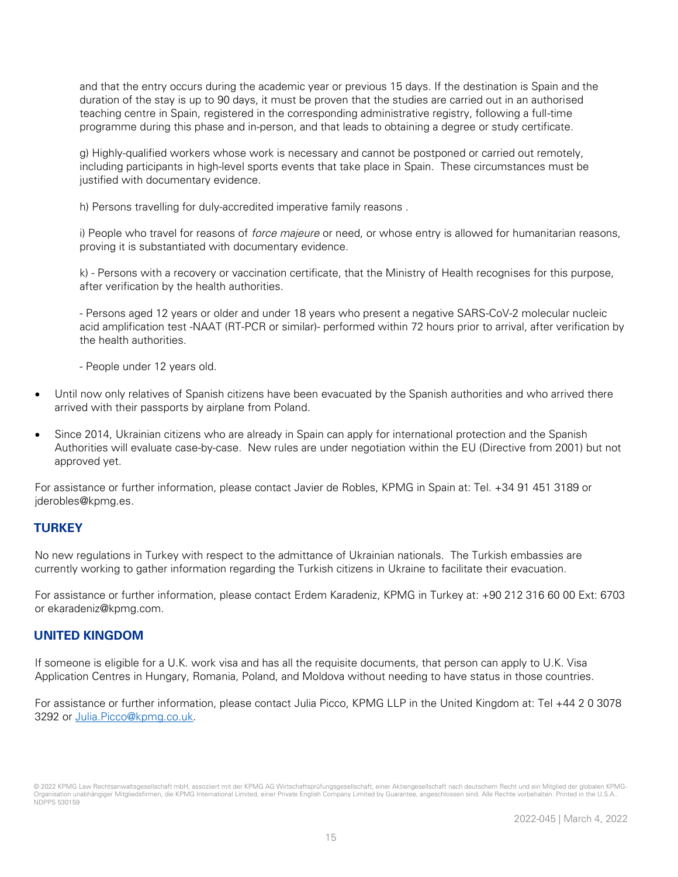and that the entry occurs during the academic year or previous 15 days. If the destination is Spain and the duration of the stay is up to 90 days, it must be proven that the studies are carried out in an authorised teaching centre in Spain, registered in the corresponding administrative registry, following a full-time programme during this phase and in-person, and that leads to obtaining a degree or study certificate.

g) Highly-qualified workers whose work is necessary and cannot be postponed or carried out remotely, including participants in high-level sports events that take place in Spain. These circumstances must be justified with documentary evidence.

h) Persons travelling for duly-accredited imperative family reasons .

i) People who travel for reasons of *force majeure* or need, or whose entry is allowed for humanitarian reasons, proving it is substantiated with documentary evidence.

k) - Persons with a recovery or vaccination certificate, that the Ministry of Health recognises for this purpose, after verification by the health authorities.

- Persons aged 12 years or older and under 18 years who present a negative SARS-CoV-2 molecular nucleic acid amplification test -NAAT (RT-PCR or similar)- performed within 72 hours prior to arrival, after verification by the health authorities.

- People under 12 years old.

- Until now only relatives of Spanish citizens have been evacuated by the Spanish authorities and who arrived there arrived with their passports by airplane from Poland.
- Since 2014, Ukrainian citizens who are already in Spain can apply for international protection and the Spanish Authorities will evaluate case-by-case. New rules are under negotiation within the EU (Directive from 2001) but not approved yet.

For assistance or further information, please contact Javier de Robles, KPMG in Spain at: Tel. +34 91 451 3189 or jderobles@kpmg.es.

## TURKEY

No new regulations in Turkey with respect to the admittance of Ukrainian nationals. The Turkish embassies are currently working to gather information regarding the Turkish citizens in Ukraine to facilitate their evacuation.

For assistance or further information, please contact Erdem Karadeniz, KPMG in Turkey at: +90 212 316 60 00 Ext: 6703 or ekaradeniz@kpmg.com.

## UNITED KINGDOM

If someone is eligible for a U.K. work visa and has all the requisite documents, that person can apply to U.K. Visa Application Centres in Hungary, Romania, Poland, and Moldova without needing to have status in those countries.

For assistance or further information, please contact Julia Picco, KPMG LLP in the United Kingdom at: Tel +44 2 0 3078 3292 or Julia.Picco@kpmg.co.uk.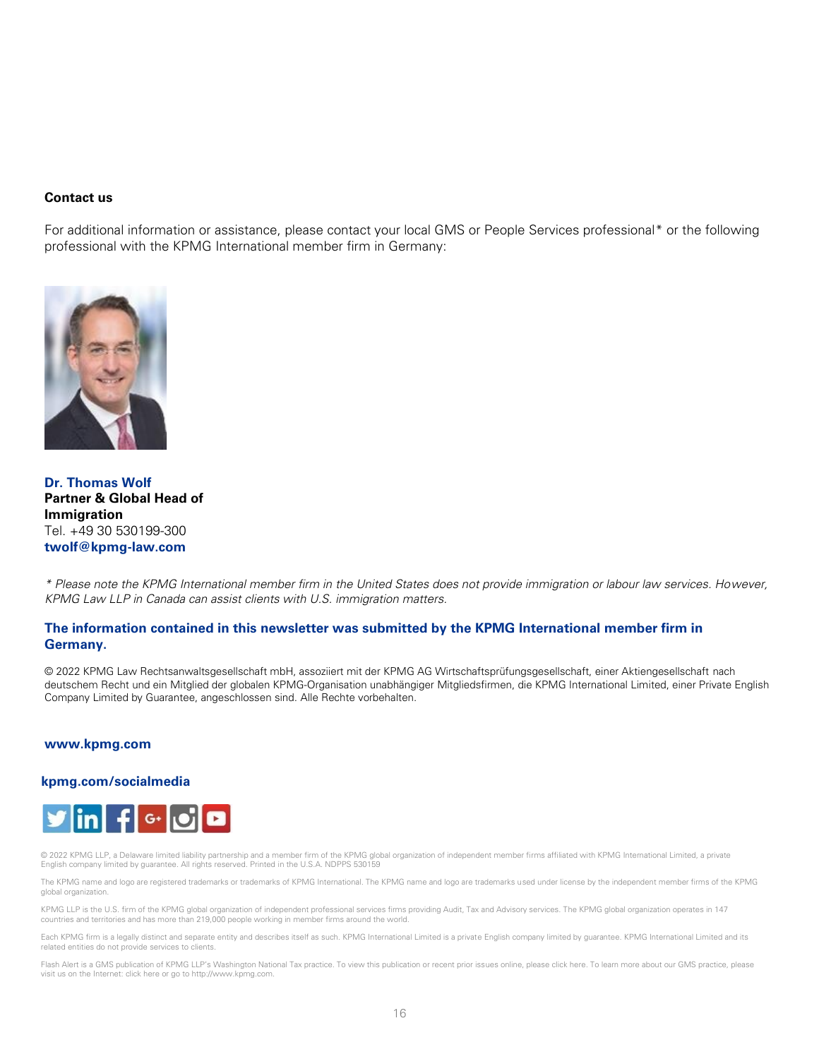**Contact us**

For additional information or assistance, please contact your local GMS or People Services professional* or the following professional with the KPMG International member firm in Germany:

**Dr. Thomas Wolf**
**Partner & Global Head of Immigration**
Tel. +49 30 530199-300
**twolf@kpmg-law.com**

*\* Please note the KPMG International member firm in the United States does not provide immigration or labour law services. However, KPMG Law LLP in Canada can assist clients with U.S. immigration matters.*

**The information contained in this newsletter was submitted by the KPMG International member firm in Germany.**

© 2022 KPMG Law Rechtsanwaltsgesellschaft mbH, assoziiert mit der KPMG AG Wirtschaftsprüfungsgesellschaft, einer Aktiengesellschaft nach deutschem Recht und ein Mitglied der globalen KPMG-Organisation unabhängiger Mitgliedsfirmen, die KPMG International Limited, einer Private English Company Limited by Guarantee, angeschlossen sind. Alle Rechte vorbehalten.

**www.kpmg.com**

**kpmg.com/socialmedia**

© 2022 KPMG LLP, a Delaware limited liability partnership and a member firm of the KPMG global organization of independent member firms affiliated with KPMG International Limited, a private English company limited by guarantee. All rights reserved. Printed in the U.S.A. NDPPS 530159

The KPMG name and logo are registered trademarks or trademarks of KPMG International. The KPMG name and logo are trademarks used under license by the independent member firms of the KPMG global organization.

KPMG LLP is the U.S. firm of the KPMG global organization of independent professional services firms providing Audit, Tax and Advisory services. The KPMG global organization operates in 147 countries and territories and has more than 219,000 people working in member firms around the world.

Each KPMG firm is a legally distinct and separate entity and describes itself as such. KPMG International Limited is a private English company limited by guarantee. KPMG International Limited and its related entities do not provide services to clients.

Flash Alert is a GMS publication of KPMG LLP's Washington National Tax practice. To view this publication or recent prior issues online, please click here. To learn more about our GMS practice, please visit us on the Internet: click here or go to http://www.kpmg.com.